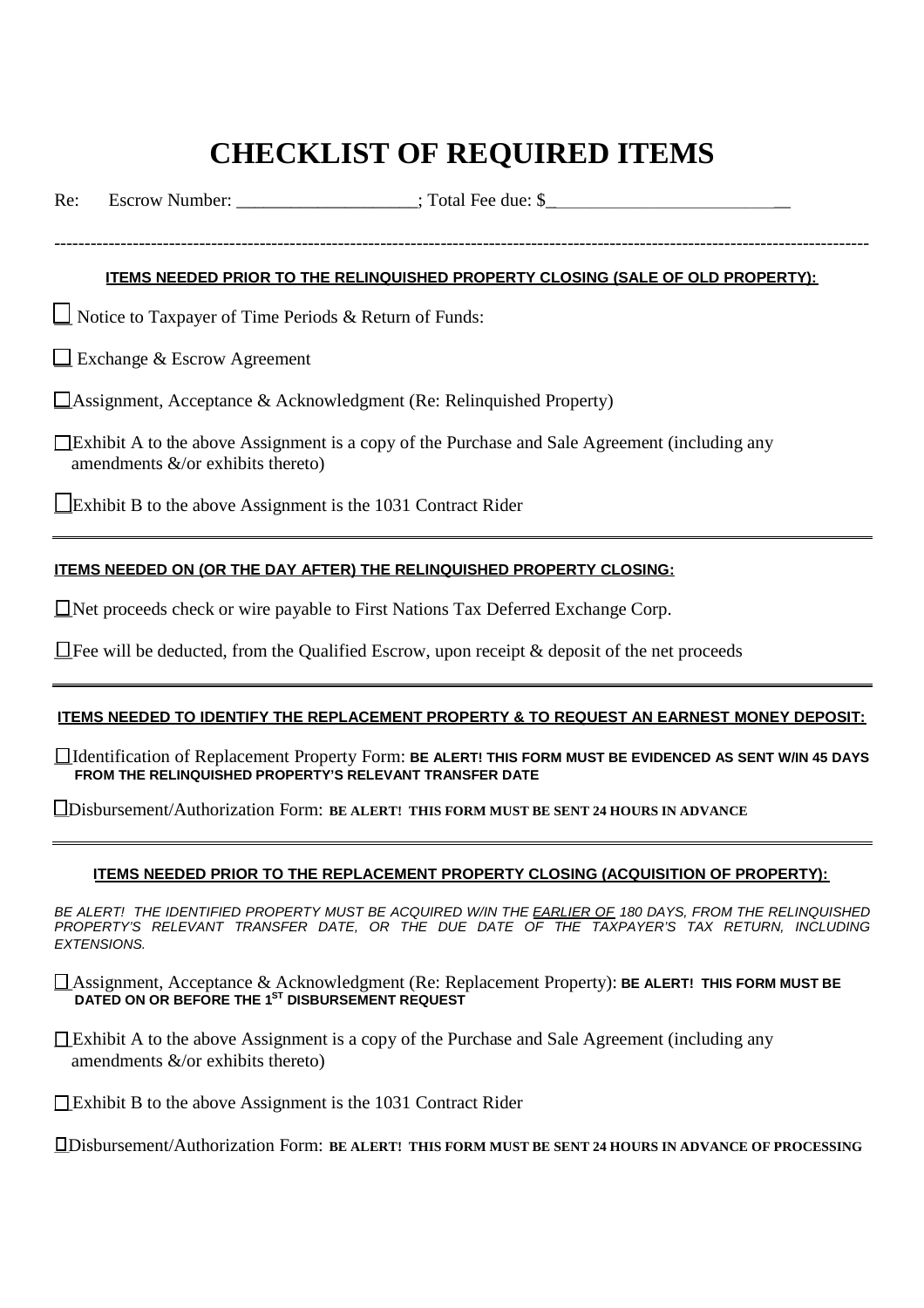# CHECKLIST OF REQUIRED ITEMS

Re: Escrow Number: ____________________; Total Fee due: $___________________________

---

**ITEMS NEEDED PRIOR TO THE RELINQUISHED PROPERTY CLOSING (SALE OF OLD PROPERTY):**

☐ Notice to Taxpayer of Time Periods & Return of Funds:

☐ Exchange & Escrow Agreement

☐ Assignment, Acceptance & Acknowledgment (Re: Relinquished Property)

☐ Exhibit A to the above Assignment is a copy of the Purchase and Sale Agreement (including any amendments &/or exhibits thereto)

☐ Exhibit B to the above Assignment is the 1031 Contract Rider

---

**ITEMS NEEDED ON (OR THE DAY AFTER) THE RELINQUISHED PROPERTY CLOSING:**

☐ Net proceeds check or wire payable to First Nations Tax Deferred Exchange Corp.

☐ Fee will be deducted, from the Qualified Escrow, upon receipt & deposit of the net proceeds

---

**ITEMS NEEDED TO IDENTIFY THE REPLACEMENT PROPERTY & TO REQUEST AN EARNEST MONEY DEPOSIT:**

☐ Identification of Replacement Property Form: **BE ALERT! THIS FORM MUST BE EVIDENCED AS SENT W/IN 45 DAYS FROM THE RELINQUISHED PROPERTY'S RELEVANT TRANSFER DATE**

☐ Disbursement/Authorization Form: **BE ALERT! THIS FORM MUST BE SENT 24 HOURS IN ADVANCE**

---

**ITEMS NEEDED PRIOR TO THE REPLACEMENT PROPERTY CLOSING (ACQUISITION OF PROPERTY):**

*BE ALERT! THE IDENTIFIED PROPERTY MUST BE ACQUIRED W/IN THE EARLIER OF 180 DAYS, FROM THE RELINQUISHED PROPERTY'S RELEVANT TRANSFER DATE, OR THE DUE DATE OF THE TAXPAYER'S TAX RETURN, INCLUDING EXTENSIONS.*

☐ Assignment, Acceptance & Acknowledgment (Re: Replacement Property): **BE ALERT! THIS FORM MUST BE DATED ON OR BEFORE THE 1ST DISBURSEMENT REQUEST**

☐ Exhibit A to the above Assignment is a copy of the Purchase and Sale Agreement (including any amendments &/or exhibits thereto)

☐ Exhibit B to the above Assignment is the 1031 Contract Rider

☐ Disbursement/Authorization Form: **BE ALERT! THIS FORM MUST BE SENT 24 HOURS IN ADVANCE OF PROCESSING**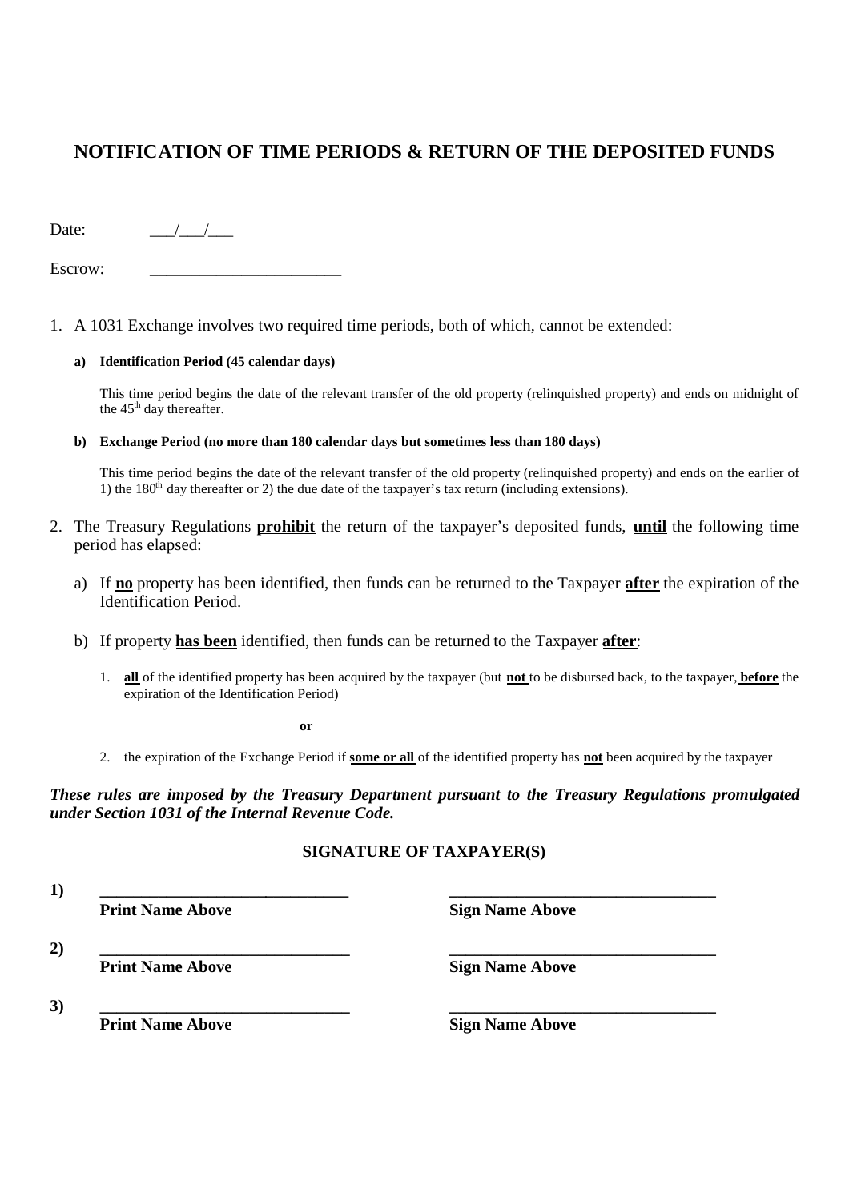# NOTIFICATION OF TIME PERIODS & RETURN OF THE DEPOSITED FUNDS

Date: \_\_\_/\_\_\_/\_\_\_

Escrow: \_\_\_\_\_\_\_\_\_\_\_\_\_\_\_\_\_\_\_\_\_\_\_\_

1. A 1031 Exchange involves two required time periods, both of which, cannot be extended:

   **a) Identification Period (45 calendar days)**

   This time period begins the date of the relevant transfer of the old property (relinquished property) and ends on midnight of the 45th day thereafter.

   **b) Exchange Period (no more than 180 calendar days but sometimes less than 180 days)**

   This time period begins the date of the relevant transfer of the old property (relinquished property) and ends on the earlier of 1) the 180th day thereafter or 2) the due date of the taxpayer's tax return (including extensions).

2. The Treasury Regulations <u>**prohibit**</u> the return of the taxpayer's deposited funds, <u>**until**</u> the following time period has elapsed:

   a) If <u>**no**</u> property has been identified, then funds can be returned to the Taxpayer <u>**after**</u> the expiration of the Identification Period.

   b) If property <u>**has been**</u> identified, then funds can be returned to the Taxpayer <u>**after**</u>:

      1. <u>**all**</u> of the identified property has been acquired by the taxpayer (but <u>**not**</u> to be disbursed back, to the taxpayer, <u>**before**</u> the expiration of the Identification Period)

         **or**

      2. the expiration of the Exchange Period if <u>**some or all**</u> of the identified property has <u>**not**</u> been acquired by the taxpayer

***These rules are imposed by the Treasury Department pursuant to the Treasury Regulations promulgated under Section 1031 of the Internal Revenue Code.***

**SIGNATURE OF TAXPAYER(S)**

| | | |
|---|---|---|
| **1)** | \_\_\_\_\_\_\_\_\_\_\_\_\_\_\_\_\_\_\_\_\_\_\_\_\_\_\_\_\_\_ **Print Name Above** | \_\_\_\_\_\_\_\_\_\_\_\_\_\_\_\_\_\_\_\_\_\_\_\_\_\_\_\_\_\_\_\_ **Sign Name Above** |
| **2)** | \_\_\_\_\_\_\_\_\_\_\_\_\_\_\_\_\_\_\_\_\_\_\_\_\_\_\_\_\_\_ **Print Name Above** | \_\_\_\_\_\_\_\_\_\_\_\_\_\_\_\_\_\_\_\_\_\_\_\_\_\_\_\_\_\_\_\_ **Sign Name Above** |
| **3)** | \_\_\_\_\_\_\_\_\_\_\_\_\_\_\_\_\_\_\_\_\_\_\_\_\_\_\_\_\_\_ **Print Name Above** | \_\_\_\_\_\_\_\_\_\_\_\_\_\_\_\_\_\_\_\_\_\_\_\_\_\_\_\_\_\_\_\_ **Sign Name Above** |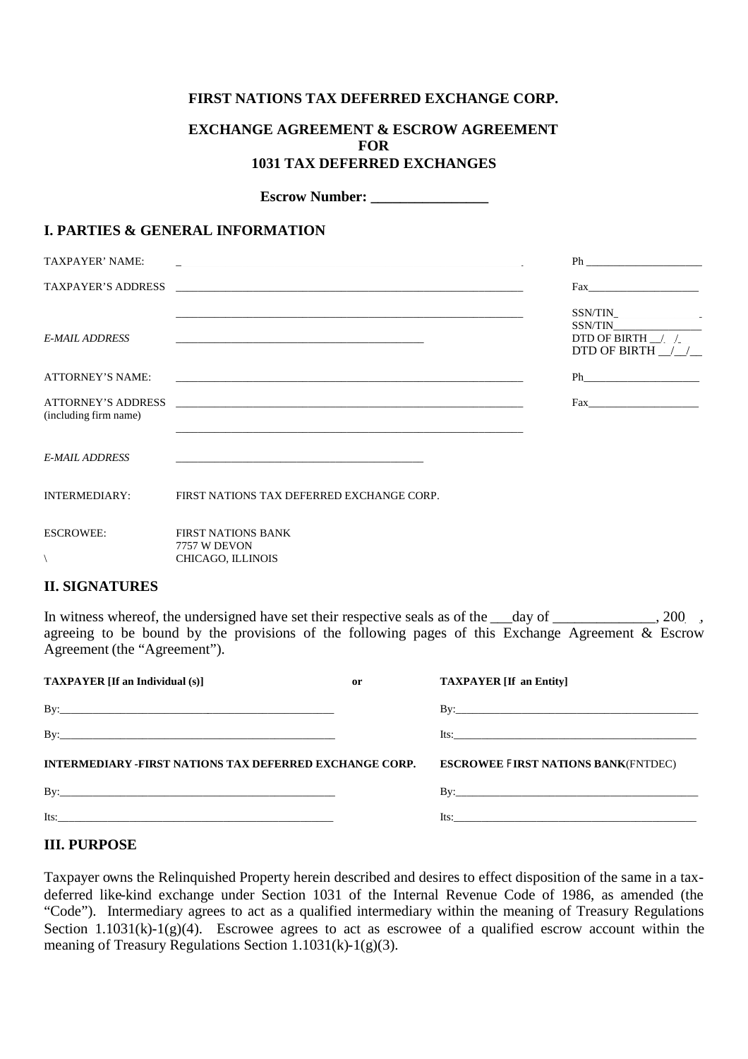**FIRST NATIONS TAX DEFERRED EXCHANGE CORP.**

**EXCHANGE AGREEMENT & ESCROW AGREEMENT**
**FOR**
**1031 TAX DEFERRED EXCHANGES**

**Escrow Number: _______________**

## I. PARTIES & GENERAL INFORMATION

| | | |
|---|---|---|
| TAXPAYER' NAME: | _ | Ph ____________________ |
| TAXPAYER'S ADDRESS | ____________________________________________ | Fax____________________ |
| | ____________________________________________ | SSN/TIN_ SSN/TIN________________ |
| *E-MAIL ADDRESS* | ______________________________ | DTD OF BIRTH __/ / DTD OF BIRTH __/__/__ |
| ATTORNEY'S NAME: | ____________________________________________ | Ph____________________ |
| ATTORNEY'S ADDRESS (including firm name) | ____________________________________________ ____________________________________________ | Fax____________________ |
| *E-MAIL ADDRESS* | ______________________________ | |
| INTERMEDIARY: | FIRST NATIONS TAX DEFERRED EXCHANGE CORP. | |
| ESCROWEE: | FIRST NATIONS BANK 7757 W DEVON CHICAGO, ILLINOIS | |

## II. SIGNATURES

In witness whereof, the undersigned have set their respective seals as of the ___day of ______________, 200 , agreeing to be bound by the provisions of the following pages of this Exchange Agreement & Escrow Agreement (the "Agreement").

| **TAXPAYER [If an Individual (s)]** | **or** | **TAXPAYER [If an Entity]** |
|---|---|---|
| By:______________________________ | | By:______________________________ |
| By:______________________________ | | Its:______________________________ |
| **INTERMEDIARY -FIRST NATIONS TAX DEFERRED EXCHANGE CORP.** | | **ESCROWEE FIRST NATIONS BANK**(FNTDEC) |
| By:______________________________ | | By:______________________________ |
| Its:______________________________ | | Its:______________________________ |

## III. PURPOSE

Taxpayer owns the Relinquished Property herein described and desires to effect disposition of the same in a tax-deferred like-kind exchange under Section 1031 of the Internal Revenue Code of 1986, as amended (the "Code"). Intermediary agrees to act as a qualified intermediary within the meaning of Treasury Regulations Section 1.1031(k)-1(g)(4). Escrowee agrees to act as escrowee of a qualified escrow account within the meaning of Treasury Regulations Section 1.1031(k)-1(g)(3).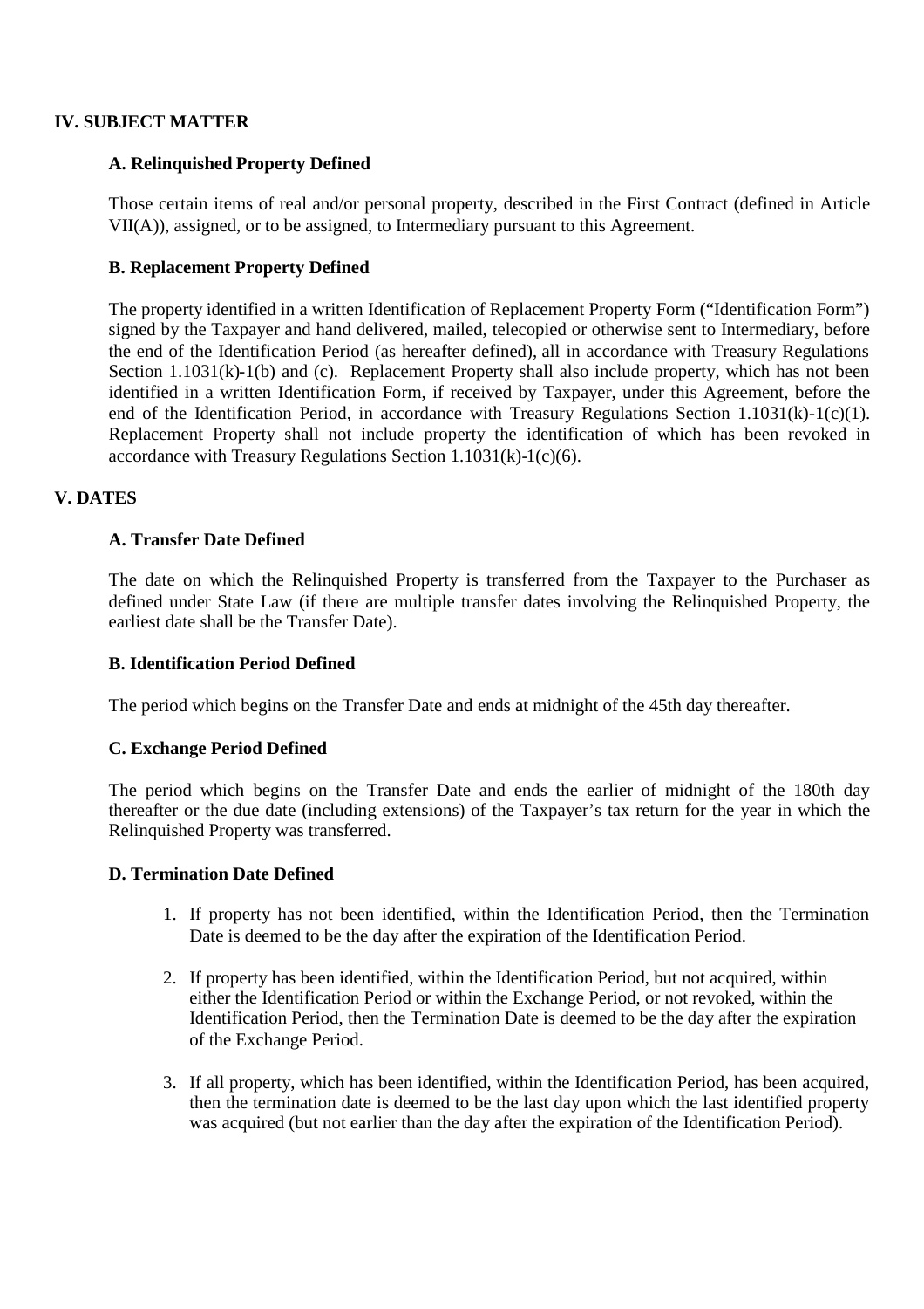## IV. SUBJECT MATTER

### A. Relinquished Property Defined

Those certain items of real and/or personal property, described in the First Contract (defined in Article VII(A)), assigned, or to be assigned, to Intermediary pursuant to this Agreement.

### B. Replacement Property Defined

The property identified in a written Identification of Replacement Property Form ("Identification Form") signed by the Taxpayer and hand delivered, mailed, telecopied or otherwise sent to Intermediary, before the end of the Identification Period (as hereafter defined), all in accordance with Treasury Regulations Section 1.1031(k)-1(b) and (c). Replacement Property shall also include property, which has not been identified in a written Identification Form, if received by Taxpayer, under this Agreement, before the end of the Identification Period, in accordance with Treasury Regulations Section 1.1031(k)-1(c)(1). Replacement Property shall not include property the identification of which has been revoked in accordance with Treasury Regulations Section 1.1031(k)-1(c)(6).

## V. DATES

### A. Transfer Date Defined

The date on which the Relinquished Property is transferred from the Taxpayer to the Purchaser as defined under State Law (if there are multiple transfer dates involving the Relinquished Property, the earliest date shall be the Transfer Date).

### B. Identification Period Defined

The period which begins on the Transfer Date and ends at midnight of the 45th day thereafter.

### C. Exchange Period Defined

The period which begins on the Transfer Date and ends the earlier of midnight of the 180th day thereafter or the due date (including extensions) of the Taxpayer's tax return for the year in which the Relinquished Property was transferred.

### D. Termination Date Defined

1. If property has not been identified, within the Identification Period, then the Termination Date is deemed to be the day after the expiration of the Identification Period.
2. If property has been identified, within the Identification Period, but not acquired, within either the Identification Period or within the Exchange Period, or not revoked, within the Identification Period, then the Termination Date is deemed to be the day after the expiration of the Exchange Period.
3. If all property, which has been identified, within the Identification Period, has been acquired, then the termination date is deemed to be the last day upon which the last identified property was acquired (but not earlier than the day after the expiration of the Identification Period).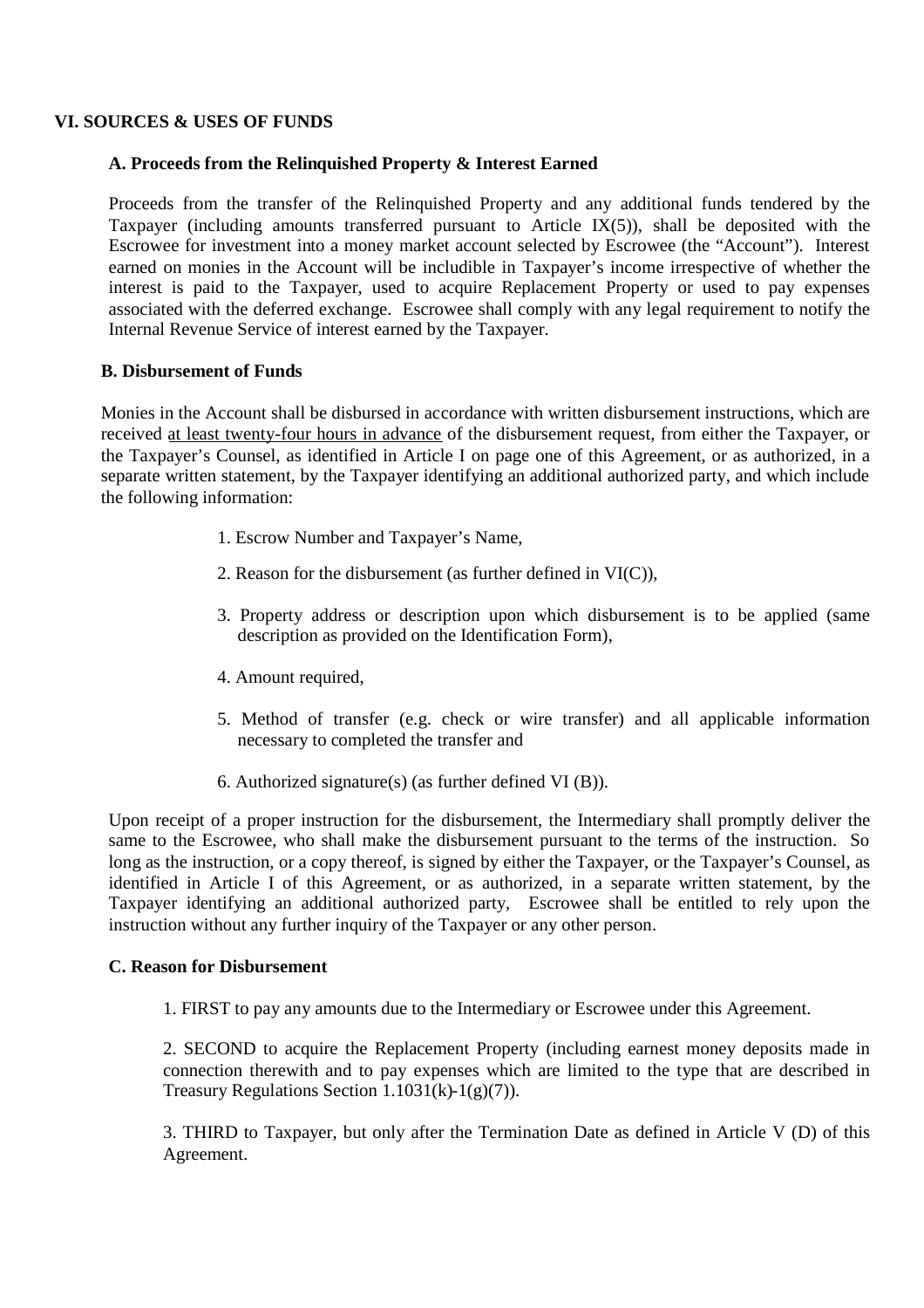## VI. SOURCES & USES OF FUNDS

### A. Proceeds from the Relinquished Property & Interest Earned

Proceeds from the transfer of the Relinquished Property and any additional funds tendered by the Taxpayer (including amounts transferred pursuant to Article IX(5)), shall be deposited with the Escrowee for investment into a money market account selected by Escrowee (the "Account"). Interest earned on monies in the Account will be includible in Taxpayer's income irrespective of whether the interest is paid to the Taxpayer, used to acquire Replacement Property or used to pay expenses associated with the deferred exchange. Escrowee shall comply with any legal requirement to notify the Internal Revenue Service of interest earned by the Taxpayer.

### B. Disbursement of Funds

Monies in the Account shall be disbursed in accordance with written disbursement instructions, which are received <u>at least twenty-four hours in advance</u> of the disbursement request, from either the Taxpayer, or the Taxpayer's Counsel, as identified in Article I on page one of this Agreement, or as authorized, in a separate written statement, by the Taxpayer identifying an additional authorized party, and which include the following information:

1. Escrow Number and Taxpayer's Name,
2. Reason for the disbursement (as further defined in VI(C)),
3. Property address or description upon which disbursement is to be applied (same description as provided on the Identification Form),
4. Amount required,
5. Method of transfer (e.g. check or wire transfer) and all applicable information necessary to completed the transfer and
6. Authorized signature(s) (as further defined VI (B)).

Upon receipt of a proper instruction for the disbursement, the Intermediary shall promptly deliver the same to the Escrowee, who shall make the disbursement pursuant to the terms of the instruction. So long as the instruction, or a copy thereof, is signed by either the Taxpayer, or the Taxpayer's Counsel, as identified in Article I of this Agreement, or as authorized, in a separate written statement, by the Taxpayer identifying an additional authorized party, Escrowee shall be entitled to rely upon the instruction without any further inquiry of the Taxpayer or any other person.

### C. Reason for Disbursement

1. FIRST to pay any amounts due to the Intermediary or Escrowee under this Agreement.

2. SECOND to acquire the Replacement Property (including earnest money deposits made in connection therewith and to pay expenses which are limited to the type that are described in Treasury Regulations Section 1.1031(k)-1(g)(7)).

3. THIRD to Taxpayer, but only after the Termination Date as defined in Article V (D) of this Agreement.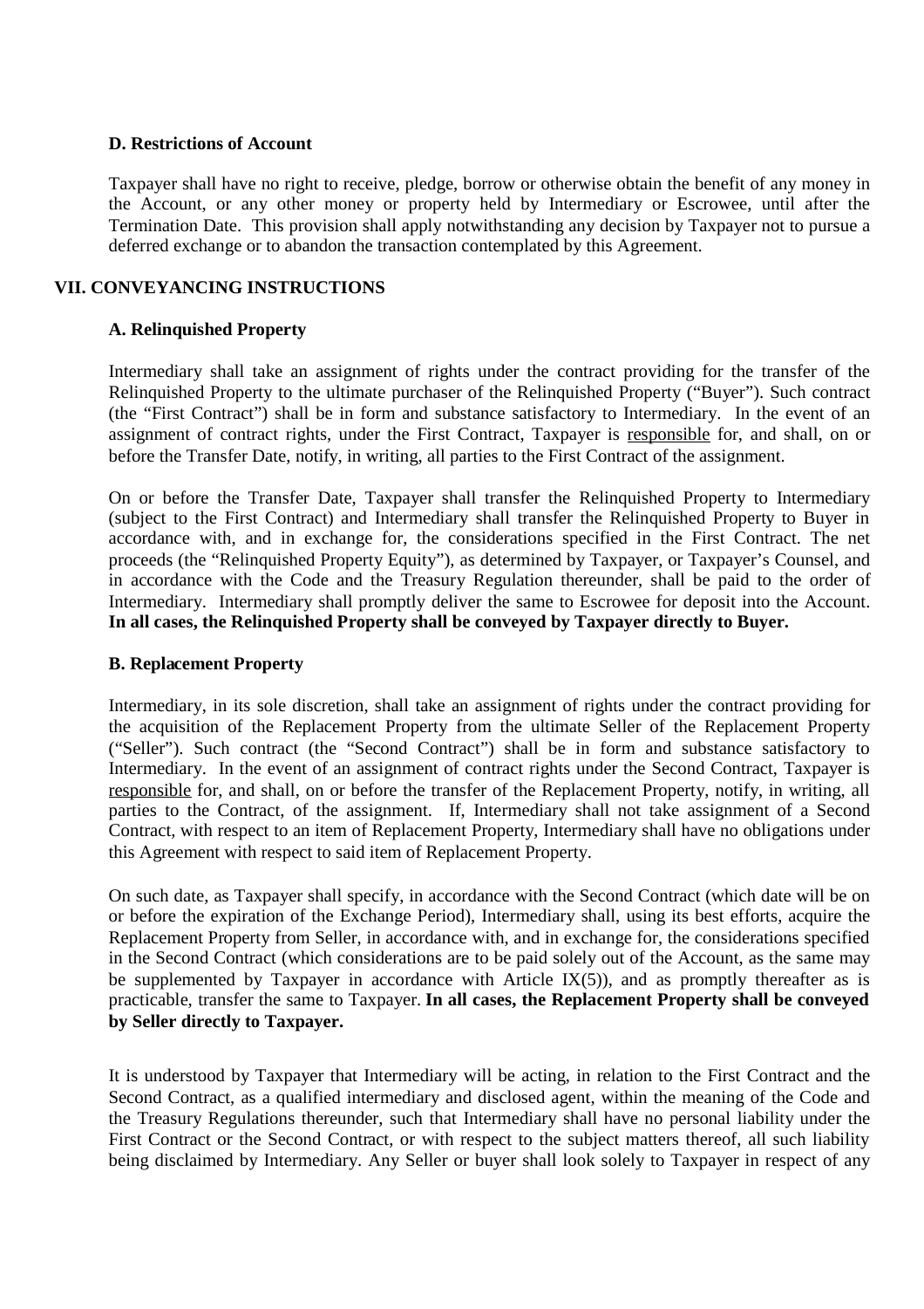### D. Restrictions of Account

Taxpayer shall have no right to receive, pledge, borrow or otherwise obtain the benefit of any money in the Account, or any other money or property held by Intermediary or Escrowee, until after the Termination Date. This provision shall apply notwithstanding any decision by Taxpayer not to pursue a deferred exchange or to abandon the transaction contemplated by this Agreement.

## VII. CONVEYANCING INSTRUCTIONS

### A. Relinquished Property

Intermediary shall take an assignment of rights under the contract providing for the transfer of the Relinquished Property to the ultimate purchaser of the Relinquished Property ("Buyer"). Such contract (the "First Contract") shall be in form and substance satisfactory to Intermediary. In the event of an assignment of contract rights, under the First Contract, Taxpayer is responsible for, and shall, on or before the Transfer Date, notify, in writing, all parties to the First Contract of the assignment.

On or before the Transfer Date, Taxpayer shall transfer the Relinquished Property to Intermediary (subject to the First Contract) and Intermediary shall transfer the Relinquished Property to Buyer in accordance with, and in exchange for, the considerations specified in the First Contract. The net proceeds (the "Relinquished Property Equity"), as determined by Taxpayer, or Taxpayer's Counsel, and in accordance with the Code and the Treasury Regulation thereunder, shall be paid to the order of Intermediary. Intermediary shall promptly deliver the same to Escrowee for deposit into the Account. **In all cases, the Relinquished Property shall be conveyed by Taxpayer directly to Buyer.**

### B. Replacement Property

Intermediary, in its sole discretion, shall take an assignment of rights under the contract providing for the acquisition of the Replacement Property from the ultimate Seller of the Replacement Property ("Seller"). Such contract (the "Second Contract") shall be in form and substance satisfactory to Intermediary. In the event of an assignment of contract rights under the Second Contract, Taxpayer is responsible for, and shall, on or before the transfer of the Replacement Property, notify, in writing, all parties to the Contract, of the assignment. If, Intermediary shall not take assignment of a Second Contract, with respect to an item of Replacement Property, Intermediary shall have no obligations under this Agreement with respect to said item of Replacement Property.

On such date, as Taxpayer shall specify, in accordance with the Second Contract (which date will be on or before the expiration of the Exchange Period), Intermediary shall, using its best efforts, acquire the Replacement Property from Seller, in accordance with, and in exchange for, the considerations specified in the Second Contract (which considerations are to be paid solely out of the Account, as the same may be supplemented by Taxpayer in accordance with Article IX(5)), and as promptly thereafter as is practicable, transfer the same to Taxpayer. **In all cases, the Replacement Property shall be conveyed by Seller directly to Taxpayer.**

It is understood by Taxpayer that Intermediary will be acting, in relation to the First Contract and the Second Contract, as a qualified intermediary and disclosed agent, within the meaning of the Code and the Treasury Regulations thereunder, such that Intermediary shall have no personal liability under the First Contract or the Second Contract, or with respect to the subject matters thereof, all such liability being disclaimed by Intermediary. Any Seller or buyer shall look solely to Taxpayer in respect of any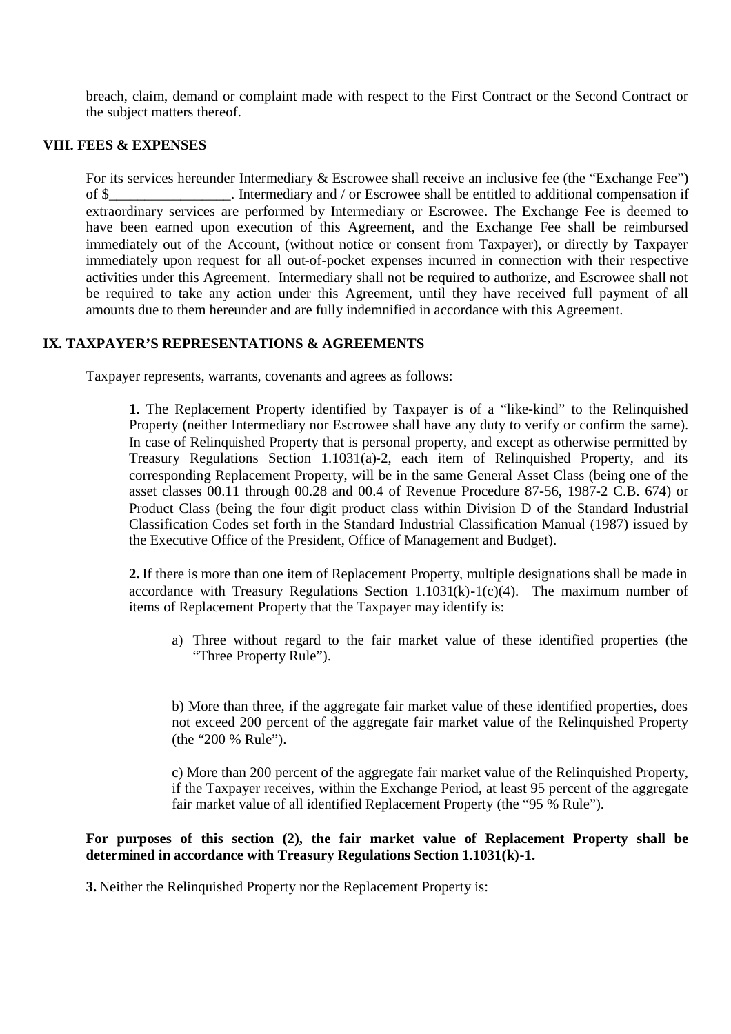breach, claim, demand or complaint made with respect to the First Contract or the Second Contract or the subject matters thereof.

### VIII. FEES & EXPENSES

For its services hereunder Intermediary & Escrowee shall receive an inclusive fee (the "Exchange Fee") of $_________________. Intermediary and / or Escrowee shall be entitled to additional compensation if extraordinary services are performed by Intermediary or Escrowee. The Exchange Fee is deemed to have been earned upon execution of this Agreement, and the Exchange Fee shall be reimbursed immediately out of the Account, (without notice or consent from Taxpayer), or directly by Taxpayer immediately upon request for all out-of-pocket expenses incurred in connection with their respective activities under this Agreement. Intermediary shall not be required to authorize, and Escrowee shall not be required to take any action under this Agreement, until they have received full payment of all amounts due to them hereunder and are fully indemnified in accordance with this Agreement.

### IX. TAXPAYER'S REPRESENTATIONS & AGREEMENTS

Taxpayer represents, warrants, covenants and agrees as follows:

**1.** The Replacement Property identified by Taxpayer is of a "like-kind" to the Relinquished Property (neither Intermediary nor Escrowee shall have any duty to verify or confirm the same). In case of Relinquished Property that is personal property, and except as otherwise permitted by Treasury Regulations Section 1.1031(a)-2, each item of Relinquished Property, and its corresponding Replacement Property, will be in the same General Asset Class (being one of the asset classes 00.11 through 00.28 and 00.4 of Revenue Procedure 87-56, 1987-2 C.B. 674) or Product Class (being the four digit product class within Division D of the Standard Industrial Classification Codes set forth in the Standard Industrial Classification Manual (1987) issued by the Executive Office of the President, Office of Management and Budget).

**2.** If there is more than one item of Replacement Property, multiple designations shall be made in accordance with Treasury Regulations Section 1.1031(k)-1(c)(4). The maximum number of items of Replacement Property that the Taxpayer may identify is:

a) Three without regard to the fair market value of these identified properties (the "Three Property Rule").

b) More than three, if the aggregate fair market value of these identified properties, does not exceed 200 percent of the aggregate fair market value of the Relinquished Property (the "200 % Rule").

c) More than 200 percent of the aggregate fair market value of the Relinquished Property, if the Taxpayer receives, within the Exchange Period, at least 95 percent of the aggregate fair market value of all identified Replacement Property (the "95 % Rule").

**For purposes of this section (2), the fair market value of Replacement Property shall be determined in accordance with Treasury Regulations Section 1.1031(k)-1.**

**3.** Neither the Relinquished Property nor the Replacement Property is: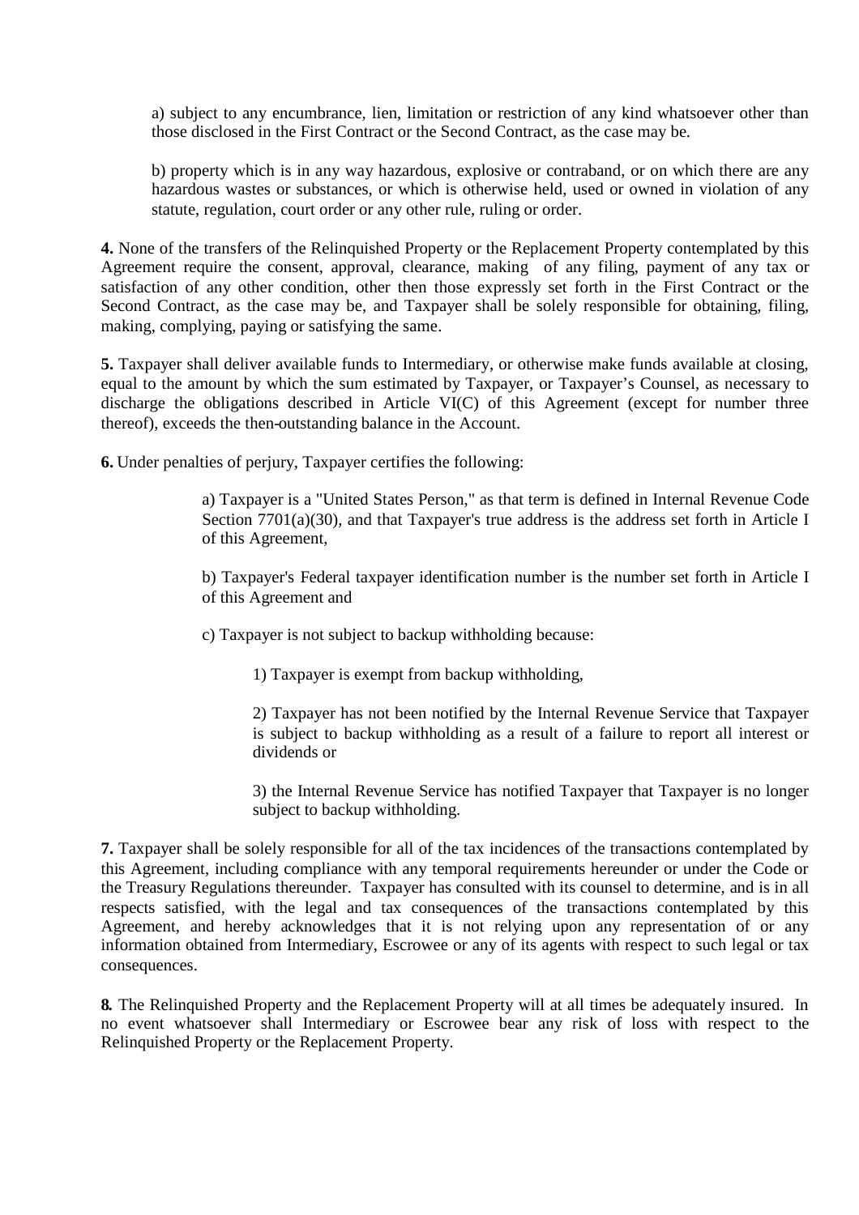a) subject to any encumbrance, lien, limitation or restriction of any kind whatsoever other than those disclosed in the First Contract or the Second Contract, as the case may be.

b) property which is in any way hazardous, explosive or contraband, or on which there are any hazardous wastes or substances, or which is otherwise held, used or owned in violation of any statute, regulation, court order or any other rule, ruling or order.

**4.** None of the transfers of the Relinquished Property or the Replacement Property contemplated by this Agreement require the consent, approval, clearance, making of any filing, payment of any tax or satisfaction of any other condition, other then those expressly set forth in the First Contract or the Second Contract, as the case may be, and Taxpayer shall be solely responsible for obtaining, filing, making, complying, paying or satisfying the same.

**5.** Taxpayer shall deliver available funds to Intermediary, or otherwise make funds available at closing, equal to the amount by which the sum estimated by Taxpayer, or Taxpayer's Counsel, as necessary to discharge the obligations described in Article VI(C) of this Agreement (except for number three thereof), exceeds the then-outstanding balance in the Account.

**6.** Under penalties of perjury, Taxpayer certifies the following:

> a) Taxpayer is a "United States Person," as that term is defined in Internal Revenue Code Section 7701(a)(30), and that Taxpayer's true address is the address set forth in Article I of this Agreement,
>
> b) Taxpayer's Federal taxpayer identification number is the number set forth in Article I of this Agreement and
>
> c) Taxpayer is not subject to backup withholding because:
>
> > 1) Taxpayer is exempt from backup withholding,
> >
> > 2) Taxpayer has not been notified by the Internal Revenue Service that Taxpayer is subject to backup withholding as a result of a failure to report all interest or dividends or
> >
> > 3) the Internal Revenue Service has notified Taxpayer that Taxpayer is no longer subject to backup withholding.

**7.** Taxpayer shall be solely responsible for all of the tax incidences of the transactions contemplated by this Agreement, including compliance with any temporal requirements hereunder or under the Code or the Treasury Regulations thereunder. Taxpayer has consulted with its counsel to determine, and is in all respects satisfied, with the legal and tax consequences of the transactions contemplated by this Agreement, and hereby acknowledges that it is not relying upon any representation of or any information obtained from Intermediary, Escrowee or any of its agents with respect to such legal or tax consequences.

**8.** The Relinquished Property and the Replacement Property will at all times be adequately insured. In no event whatsoever shall Intermediary or Escrowee bear any risk of loss with respect to the Relinquished Property or the Replacement Property.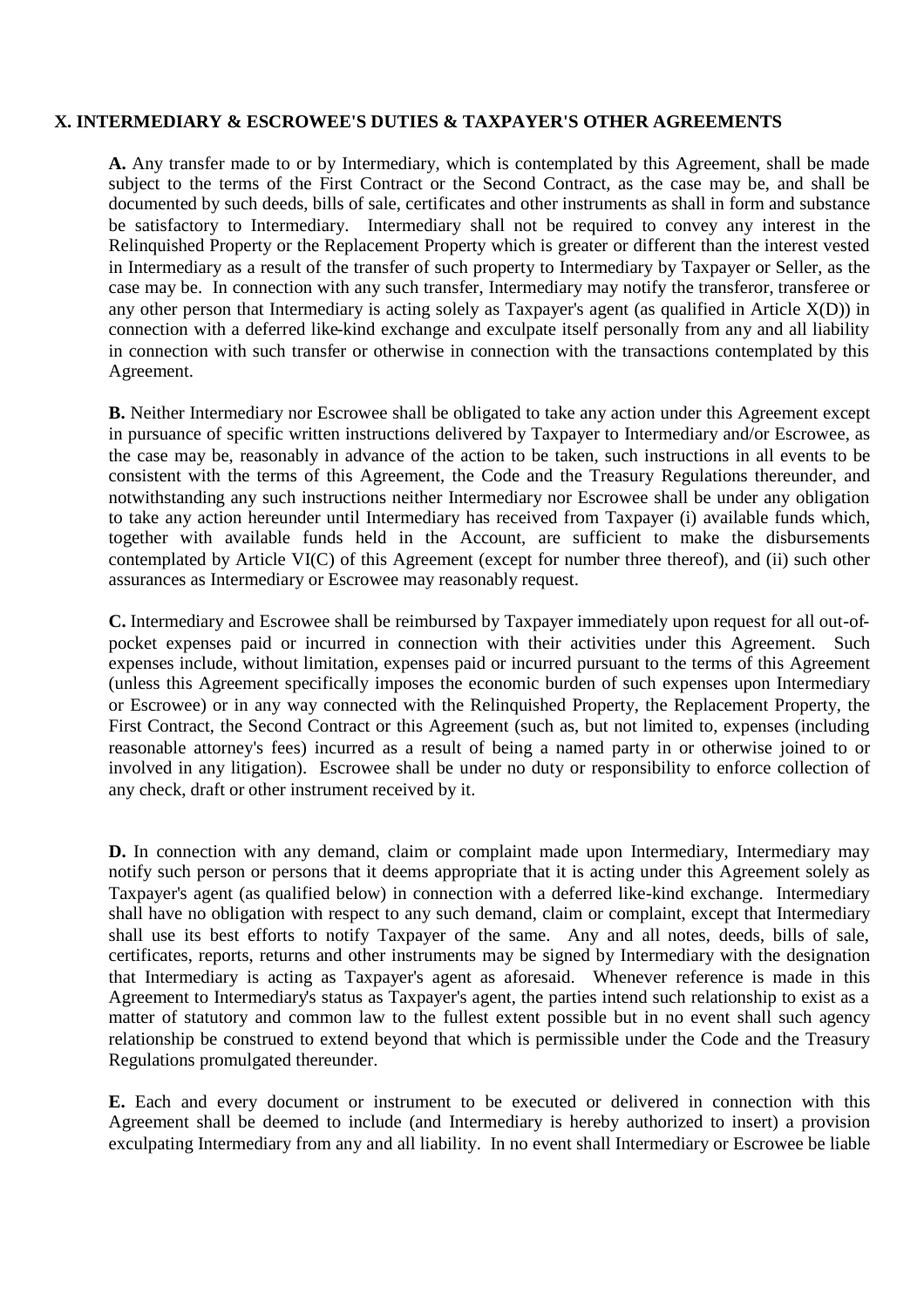## X. INTERMEDIARY & ESCROWEE'S DUTIES & TAXPAYER'S OTHER AGREEMENTS

**A.** Any transfer made to or by Intermediary, which is contemplated by this Agreement, shall be made subject to the terms of the First Contract or the Second Contract, as the case may be, and shall be documented by such deeds, bills of sale, certificates and other instruments as shall in form and substance be satisfactory to Intermediary. Intermediary shall not be required to convey any interest in the Relinquished Property or the Replacement Property which is greater or different than the interest vested in Intermediary as a result of the transfer of such property to Intermediary by Taxpayer or Seller, as the case may be. In connection with any such transfer, Intermediary may notify the transferor, transferee or any other person that Intermediary is acting solely as Taxpayer's agent (as qualified in Article X(D)) in connection with a deferred like-kind exchange and exculpate itself personally from any and all liability in connection with such transfer or otherwise in connection with the transactions contemplated by this Agreement.

**B.** Neither Intermediary nor Escrowee shall be obligated to take any action under this Agreement except in pursuance of specific written instructions delivered by Taxpayer to Intermediary and/or Escrowee, as the case may be, reasonably in advance of the action to be taken, such instructions in all events to be consistent with the terms of this Agreement, the Code and the Treasury Regulations thereunder, and notwithstanding any such instructions neither Intermediary nor Escrowee shall be under any obligation to take any action hereunder until Intermediary has received from Taxpayer (i) available funds which, together with available funds held in the Account, are sufficient to make the disbursements contemplated by Article VI(C) of this Agreement (except for number three thereof), and (ii) such other assurances as Intermediary or Escrowee may reasonably request.

**C.** Intermediary and Escrowee shall be reimbursed by Taxpayer immediately upon request for all out-of-pocket expenses paid or incurred in connection with their activities under this Agreement. Such expenses include, without limitation, expenses paid or incurred pursuant to the terms of this Agreement (unless this Agreement specifically imposes the economic burden of such expenses upon Intermediary or Escrowee) or in any way connected with the Relinquished Property, the Replacement Property, the First Contract, the Second Contract or this Agreement (such as, but not limited to, expenses (including reasonable attorney's fees) incurred as a result of being a named party in or otherwise joined to or involved in any litigation). Escrowee shall be under no duty or responsibility to enforce collection of any check, draft or other instrument received by it.

**D.** In connection with any demand, claim or complaint made upon Intermediary, Intermediary may notify such person or persons that it deems appropriate that it is acting under this Agreement solely as Taxpayer's agent (as qualified below) in connection with a deferred like-kind exchange. Intermediary shall have no obligation with respect to any such demand, claim or complaint, except that Intermediary shall use its best efforts to notify Taxpayer of the same. Any and all notes, deeds, bills of sale, certificates, reports, returns and other instruments may be signed by Intermediary with the designation that Intermediary is acting as Taxpayer's agent as aforesaid. Whenever reference is made in this Agreement to Intermediary's status as Taxpayer's agent, the parties intend such relationship to exist as a matter of statutory and common law to the fullest extent possible but in no event shall such agency relationship be construed to extend beyond that which is permissible under the Code and the Treasury Regulations promulgated thereunder.

**E.** Each and every document or instrument to be executed or delivered in connection with this Agreement shall be deemed to include (and Intermediary is hereby authorized to insert) a provision exculpating Intermediary from any and all liability. In no event shall Intermediary or Escrowee be liable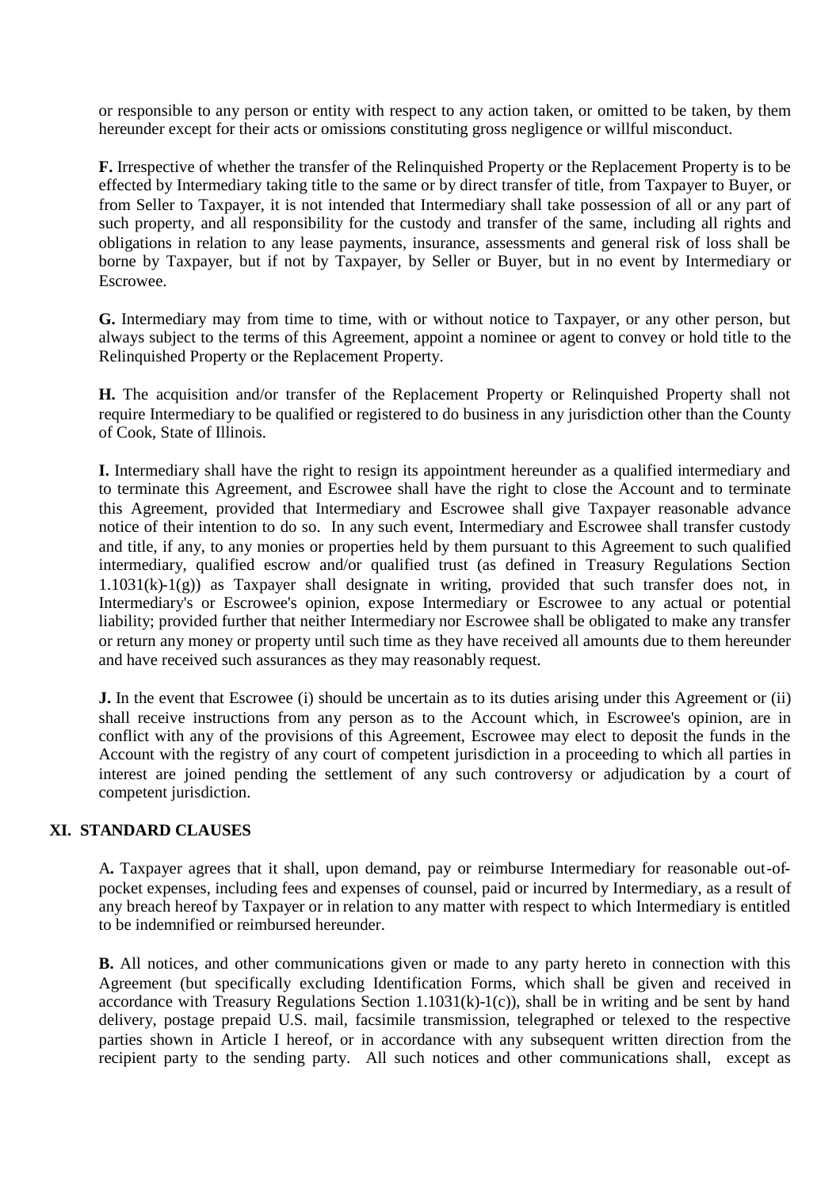or responsible to any person or entity with respect to any action taken, or omitted to be taken, by them hereunder except for their acts or omissions constituting gross negligence or willful misconduct.

**F.** Irrespective of whether the transfer of the Relinquished Property or the Replacement Property is to be effected by Intermediary taking title to the same or by direct transfer of title, from Taxpayer to Buyer, or from Seller to Taxpayer, it is not intended that Intermediary shall take possession of all or any part of such property, and all responsibility for the custody and transfer of the same, including all rights and obligations in relation to any lease payments, insurance, assessments and general risk of loss shall be borne by Taxpayer, but if not by Taxpayer, by Seller or Buyer, but in no event by Intermediary or Escrowee.

**G.** Intermediary may from time to time, with or without notice to Taxpayer, or any other person, but always subject to the terms of this Agreement, appoint a nominee or agent to convey or hold title to the Relinquished Property or the Replacement Property.

**H.** The acquisition and/or transfer of the Replacement Property or Relinquished Property shall not require Intermediary to be qualified or registered to do business in any jurisdiction other than the County of Cook, State of Illinois.

**I.** Intermediary shall have the right to resign its appointment hereunder as a qualified intermediary and to terminate this Agreement, and Escrowee shall have the right to close the Account and to terminate this Agreement, provided that Intermediary and Escrowee shall give Taxpayer reasonable advance notice of their intention to do so. In any such event, Intermediary and Escrowee shall transfer custody and title, if any, to any monies or properties held by them pursuant to this Agreement to such qualified intermediary, qualified escrow and/or qualified trust (as defined in Treasury Regulations Section 1.1031(k)-1(g)) as Taxpayer shall designate in writing, provided that such transfer does not, in Intermediary's or Escrowee's opinion, expose Intermediary or Escrowee to any actual or potential liability; provided further that neither Intermediary nor Escrowee shall be obligated to make any transfer or return any money or property until such time as they have received all amounts due to them hereunder and have received such assurances as they may reasonably request.

**J.** In the event that Escrowee (i) should be uncertain as to its duties arising under this Agreement or (ii) shall receive instructions from any person as to the Account which, in Escrowee's opinion, are in conflict with any of the provisions of this Agreement, Escrowee may elect to deposit the funds in the Account with the registry of any court of competent jurisdiction in a proceeding to which all parties in interest are joined pending the settlement of any such controversy or adjudication by a court of competent jurisdiction.

## XI. STANDARD CLAUSES

**A.** Taxpayer agrees that it shall, upon demand, pay or reimburse Intermediary for reasonable out-of-pocket expenses, including fees and expenses of counsel, paid or incurred by Intermediary, as a result of any breach hereof by Taxpayer or in relation to any matter with respect to which Intermediary is entitled to be indemnified or reimbursed hereunder.

**B.** All notices, and other communications given or made to any party hereto in connection with this Agreement (but specifically excluding Identification Forms, which shall be given and received in accordance with Treasury Regulations Section 1.1031(k)-1(c)), shall be in writing and be sent by hand delivery, postage prepaid U.S. mail, facsimile transmission, telegraphed or telexed to the respective parties shown in Article I hereof, or in accordance with any subsequent written direction from the recipient party to the sending party. All such notices and other communications shall, except as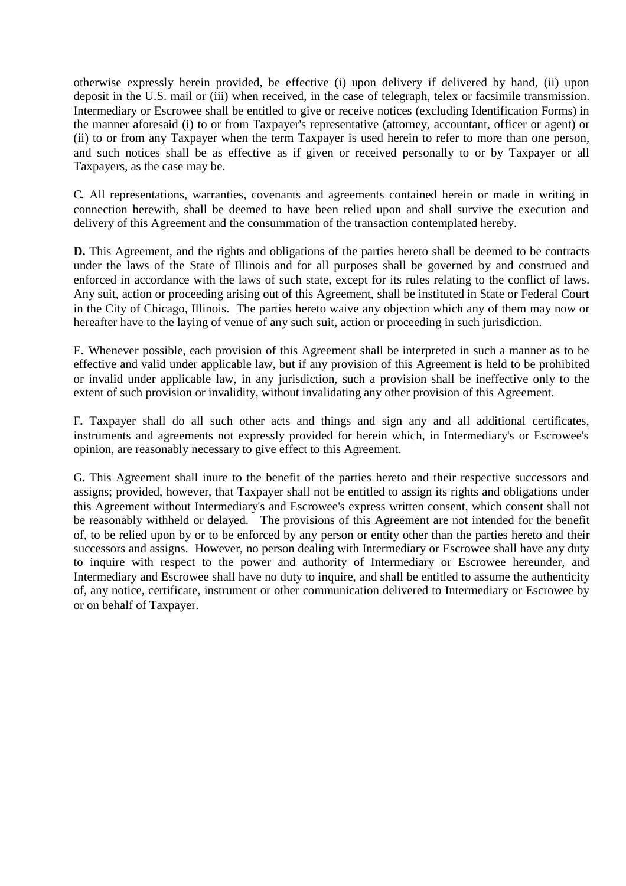otherwise expressly herein provided, be effective (i) upon delivery if delivered by hand, (ii) upon deposit in the U.S. mail or (iii) when received, in the case of telegraph, telex or facsimile transmission. Intermediary or Escrowee shall be entitled to give or receive notices (excluding Identification Forms) in the manner aforesaid (i) to or from Taxpayer's representative (attorney, accountant, officer or agent) or (ii) to or from any Taxpayer when the term Taxpayer is used herein to refer to more than one person, and such notices shall be as effective as if given or received personally to or by Taxpayer or all Taxpayers, as the case may be.

C**.** All representations, warranties, covenants and agreements contained herein or made in writing in connection herewith, shall be deemed to have been relied upon and shall survive the execution and delivery of this Agreement and the consummation of the transaction contemplated hereby.

**D.** This Agreement, and the rights and obligations of the parties hereto shall be deemed to be contracts under the laws of the State of Illinois and for all purposes shall be governed by and construed and enforced in accordance with the laws of such state, except for its rules relating to the conflict of laws. Any suit, action or proceeding arising out of this Agreement, shall be instituted in State or Federal Court in the City of Chicago, Illinois. The parties hereto waive any objection which any of them may now or hereafter have to the laying of venue of any such suit, action or proceeding in such jurisdiction.

E**.** Whenever possible, each provision of this Agreement shall be interpreted in such a manner as to be effective and valid under applicable law, but if any provision of this Agreement is held to be prohibited or invalid under applicable law, in any jurisdiction, such a provision shall be ineffective only to the extent of such provision or invalidity, without invalidating any other provision of this Agreement.

F**.** Taxpayer shall do all such other acts and things and sign any and all additional certificates, instruments and agreements not expressly provided for herein which, in Intermediary's or Escrowee's opinion, are reasonably necessary to give effect to this Agreement.

G**.** This Agreement shall inure to the benefit of the parties hereto and their respective successors and assigns; provided, however, that Taxpayer shall not be entitled to assign its rights and obligations under this Agreement without Intermediary's and Escrowee's express written consent, which consent shall not be reasonably withheld or delayed. The provisions of this Agreement are not intended for the benefit of, to be relied upon by or to be enforced by any person or entity other than the parties hereto and their successors and assigns. However, no person dealing with Intermediary or Escrowee shall have any duty to inquire with respect to the power and authority of Intermediary or Escrowee hereunder, and Intermediary and Escrowee shall have no duty to inquire, and shall be entitled to assume the authenticity of, any notice, certificate, instrument or other communication delivered to Intermediary or Escrowee by or on behalf of Taxpayer.